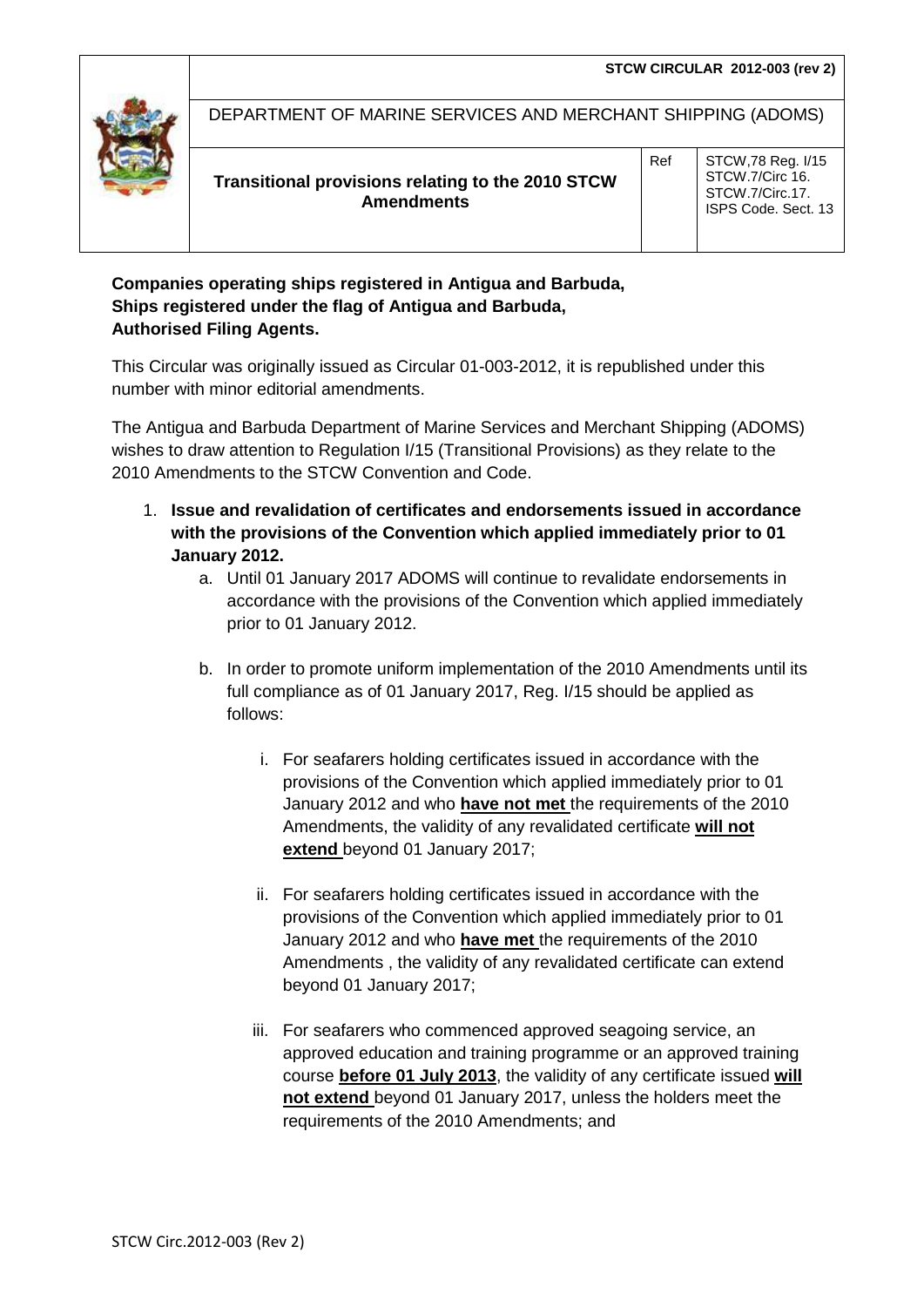**STCW CIRCULAR 2012-003 (rev 2)**

| DEPARTMENT OF MARINE SERVICES AND MERCHANT SHIPPING (ADOMS) | | |
|---|---|---|
| **Transitional provisions relating to the 2010 STCW Amendments** | Ref | STCW,78 Reg. I/15<br>STCW.7/Circ 16.<br>STCW.7/Circ.17.<br>ISPS Code. Sect. 13 |

**Companies operating ships registered in Antigua and Barbuda,**
**Ships registered under the flag of Antigua and Barbuda,**
**Authorised Filing Agents.**

This Circular was originally issued as Circular 01-003-2012, it is republished under this number with minor editorial amendments.

The Antigua and Barbuda Department of Marine Services and Merchant Shipping (ADOMS) wishes to draw attention to Regulation I/15 (Transitional Provisions) as they relate to the 2010 Amendments to the STCW Convention and Code.

1. **Issue and revalidation of certificates and endorsements issued in accordance with the provisions of the Convention which applied immediately prior to 01 January 2012.**
    a. Until 01 January 2017 ADOMS will continue to revalidate endorsements in accordance with the provisions of the Convention which applied immediately prior to 01 January 2012.

    b. In order to promote uniform implementation of the 2010 Amendments until its full compliance as of 01 January 2017, Reg. I/15 should be applied as follows:

        i. For seafarers holding certificates issued in accordance with the provisions of the Convention which applied immediately prior to 01 January 2012 and who **have not met** the requirements of the 2010 Amendments, the validity of any revalidated certificate **will not extend** beyond 01 January 2017;

        ii. For seafarers holding certificates issued in accordance with the provisions of the Convention which applied immediately prior to 01 January 2012 and who **have met** the requirements of the 2010 Amendments , the validity of any revalidated certificate can extend beyond 01 January 2017;

        iii. For seafarers who commenced approved seagoing service, an approved education and training programme or an approved training course **before 01 July 2013**, the validity of any certificate issued **will not extend** beyond 01 January 2017, unless the holders meet the requirements of the 2010 Amendments; and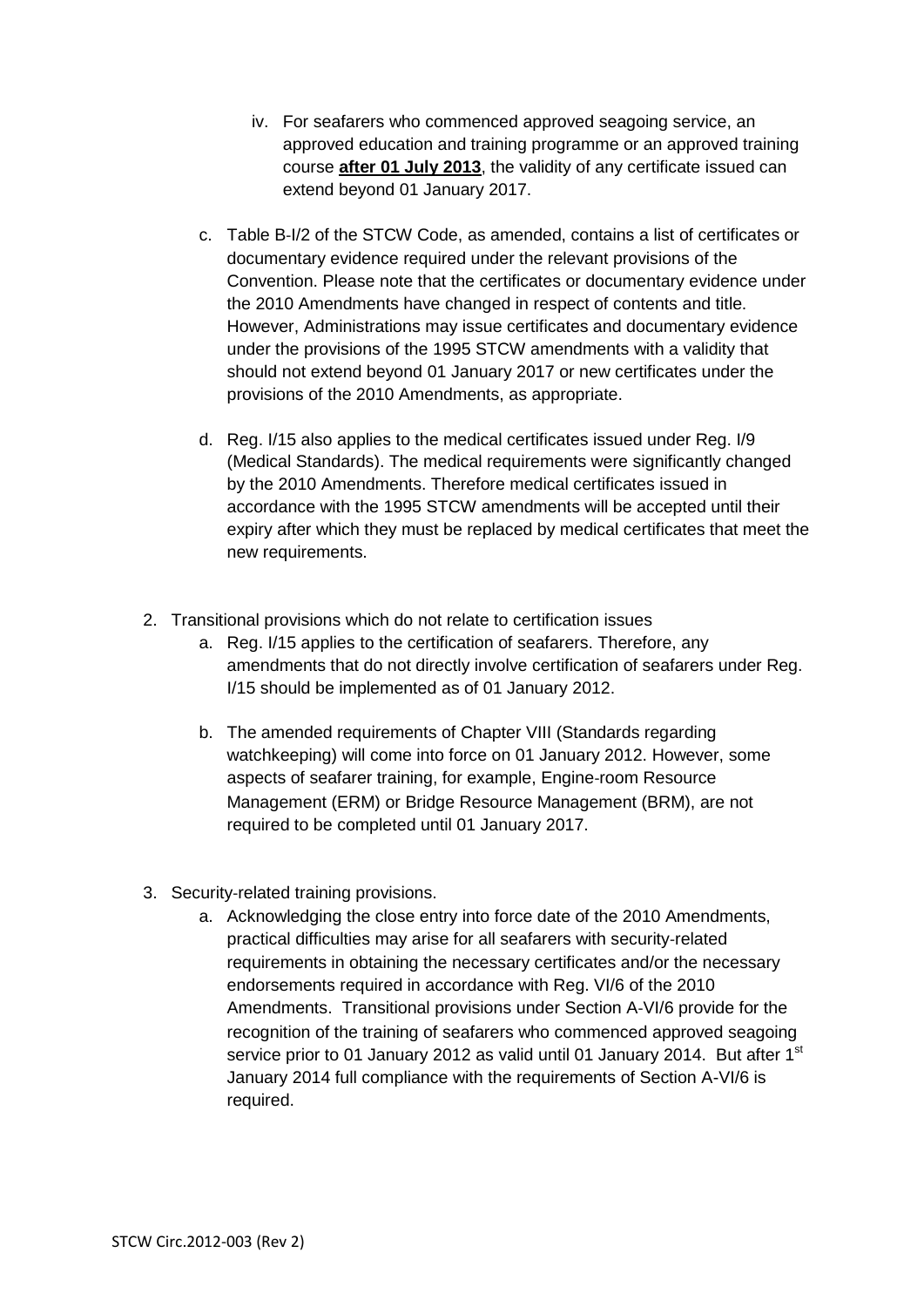iv. For seafarers who commenced approved seagoing service, an approved education and training programme or an approved training course **after 01 July 2013**, the validity of any certificate issued can extend beyond 01 January 2017.

c. Table B-I/2 of the STCW Code, as amended, contains a list of certificates or documentary evidence required under the relevant provisions of the Convention. Please note that the certificates or documentary evidence under the 2010 Amendments have changed in respect of contents and title. However, Administrations may issue certificates and documentary evidence under the provisions of the 1995 STCW amendments with a validity that should not extend beyond 01 January 2017 or new certificates under the provisions of the 2010 Amendments, as appropriate.

d. Reg. I/15 also applies to the medical certificates issued under Reg. I/9 (Medical Standards). The medical requirements were significantly changed by the 2010 Amendments. Therefore medical certificates issued in accordance with the 1995 STCW amendments will be accepted until their expiry after which they must be replaced by medical certificates that meet the new requirements.

2. Transitional provisions which do not relate to certification issues
   a. Reg. I/15 applies to the certification of seafarers. Therefore, any amendments that do not directly involve certification of seafarers under Reg. I/15 should be implemented as of 01 January 2012.

   b. The amended requirements of Chapter VIII (Standards regarding watchkeeping) will come into force on 01 January 2012. However, some aspects of seafarer training, for example, Engine-room Resource Management (ERM) or Bridge Resource Management (BRM), are not required to be completed until 01 January 2017.

3. Security-related training provisions.
   a. Acknowledging the close entry into force date of the 2010 Amendments, practical difficulties may arise for all seafarers with security-related requirements in obtaining the necessary certificates and/or the necessary endorsements required in accordance with Reg. VI/6 of the 2010 Amendments. Transitional provisions under Section A-VI/6 provide for the recognition of the training of seafarers who commenced approved seagoing service prior to 01 January 2012 as valid until 01 January 2014. But after 1st January 2014 full compliance with the requirements of Section A-VI/6 is required.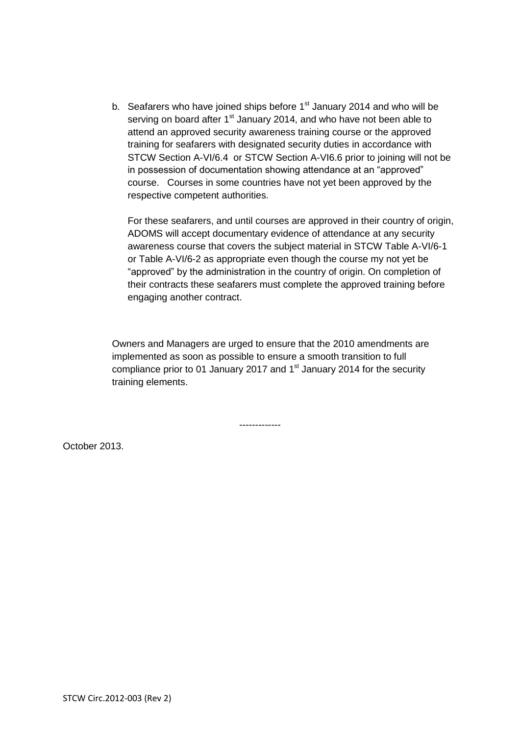b. Seafarers who have joined ships before 1st January 2014 and who will be serving on board after 1st January 2014, and who have not been able to attend an approved security awareness training course or the approved training for seafarers with designated security duties in accordance with STCW Section A-VI/6.4 or STCW Section A-VI6.6 prior to joining will not be in possession of documentation showing attendance at an "approved" course. Courses in some countries have not yet been approved by the respective competent authorities.

   For these seafarers, and until courses are approved in their country of origin, ADOMS will accept documentary evidence of attendance at any security awareness course that covers the subject material in STCW Table A-VI/6-1 or Table A-VI/6-2 as appropriate even though the course my not yet be "approved" by the administration in the country of origin. On completion of their contracts these seafarers must complete the approved training before engaging another contract.

Owners and Managers are urged to ensure that the 2010 amendments are implemented as soon as possible to ensure a smooth transition to full compliance prior to 01 January 2017 and 1st January 2014 for the security training elements.

-------------

October 2013.